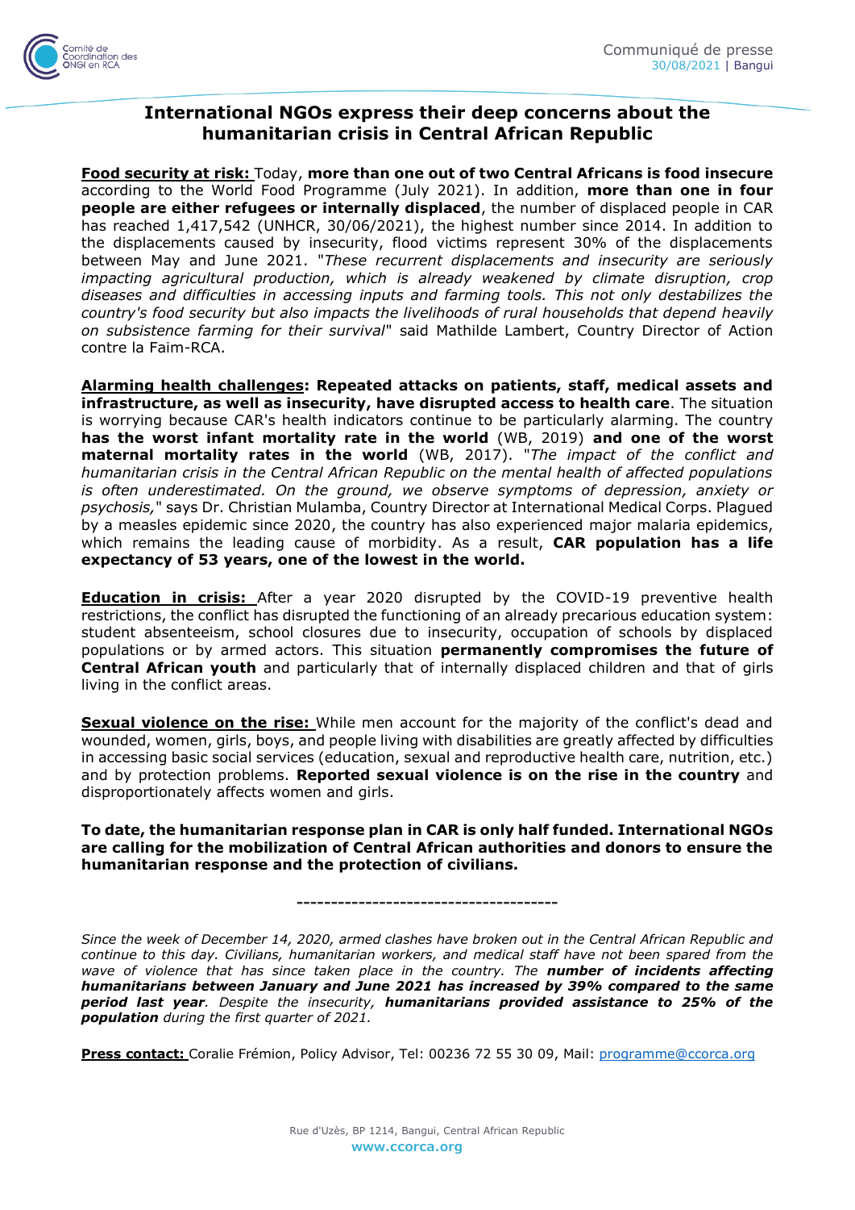Comité de Coordination des ONGI en RCA

Communiqué de presse
30/08/2021 | Bangui

# International NGOs express their deep concerns about the humanitarian crisis in Central African Republic

**Food security at risk:** Today, **more than one out of two Central Africans is food insecure** according to the World Food Programme (July 2021). In addition, **more than one in four people are either refugees or internally displaced**, the number of displaced people in CAR has reached 1,417,542 (UNHCR, 30/06/2021), the highest number since 2014. In addition to the displacements caused by insecurity, flood victims represent 30% of the displacements between May and June 2021. "*These recurrent displacements and insecurity are seriously impacting agricultural production, which is already weakened by climate disruption, crop diseases and difficulties in accessing inputs and farming tools. This not only destabilizes the country's food security but also impacts the livelihoods of rural households that depend heavily on subsistence farming for their survival*" said Mathilde Lambert, Country Director of Action contre la Faim-RCA.

**Alarming health challenges**: **Repeated attacks on patients, staff, medical assets and infrastructure, as well as insecurity, have disrupted access to health care**. The situation is worrying because CAR's health indicators continue to be particularly alarming. The country **has the worst infant mortality rate in the world** (WB, 2019) **and one of the worst maternal mortality rates in the world** (WB, 2017). "*The impact of the conflict and humanitarian crisis in the Central African Republic on the mental health of affected populations is often underestimated. On the ground, we observe symptoms of depression, anxiety or psychosis,*" says Dr. Christian Mulamba, Country Director at International Medical Corps. Plagued by a measles epidemic since 2020, the country has also experienced major malaria epidemics, which remains the leading cause of morbidity. As a result, **CAR population has a life expectancy of 53 years, one of the lowest in the world.**

**Education in crisis:** After a year 2020 disrupted by the COVID-19 preventive health restrictions, the conflict has disrupted the functioning of an already precarious education system: student absenteeism, school closures due to insecurity, occupation of schools by displaced populations or by armed actors. This situation **permanently compromises the future of Central African youth** and particularly that of internally displaced children and that of girls living in the conflict areas.

**Sexual violence on the rise:** While men account for the majority of the conflict's dead and wounded, women, girls, boys, and people living with disabilities are greatly affected by difficulties in accessing basic social services (education, sexual and reproductive health care, nutrition, etc.) and by protection problems. **Reported sexual violence is on the rise in the country** and disproportionately affects women and girls.

**To date, the humanitarian response plan in CAR is only half funded. International NGOs are calling for the mobilization of Central African authorities and donors to ensure the humanitarian response and the protection of civilians.**

---

*Since the week of December 14, 2020, armed clashes have broken out in the Central African Republic and continue to this day. Civilians, humanitarian workers, and medical staff have not been spared from the wave of violence that has since taken place in the country. The* ***number of incidents affecting humanitarians between January and June 2021 has increased by 39% compared to the same period last year****. Despite the insecurity,* ***humanitarians provided assistance to 25% of the population*** *during the first quarter of 2021.*

**Press contact:** Coralie Frémion, Policy Advisor, Tel: 00236 72 55 30 09, Mail: programme@ccorca.org

Rue d'Uzès, BP 1214, Bangui, Central African Republic
www.ccorca.org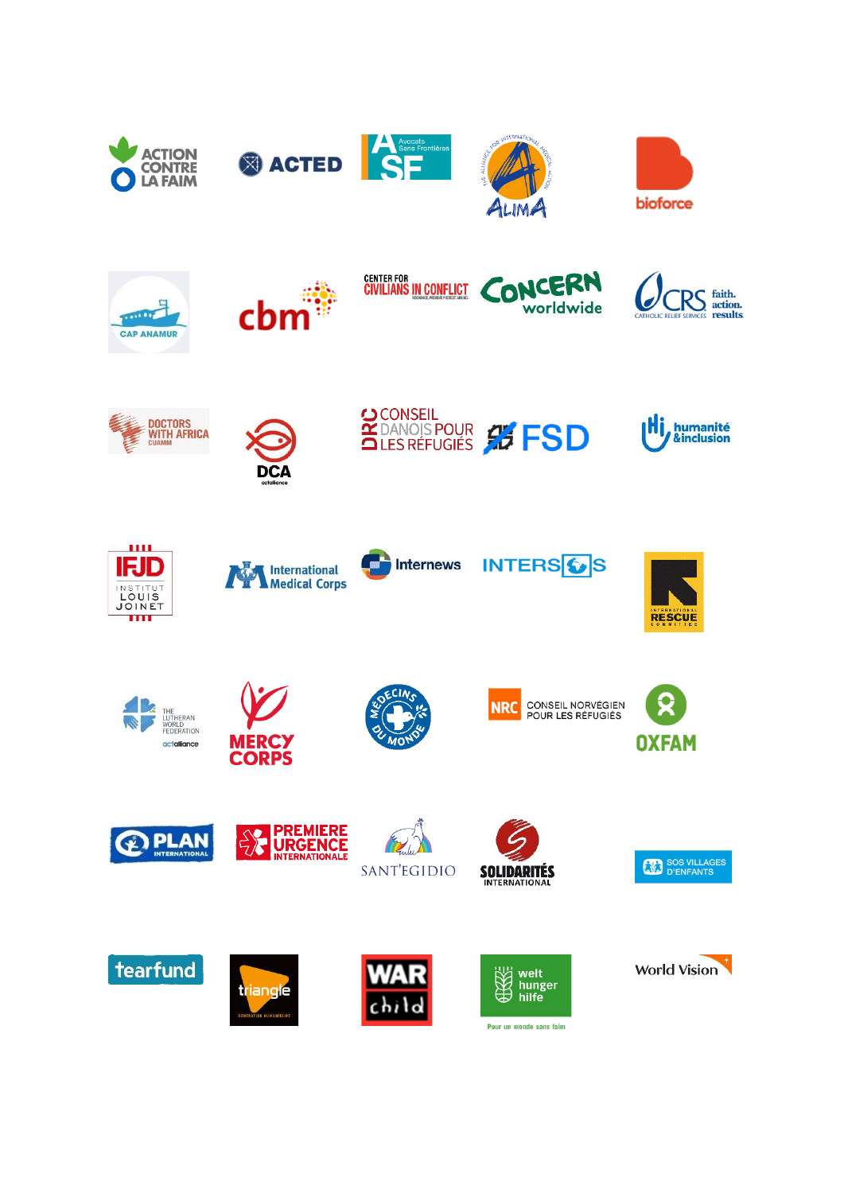ACTION CONTRE LA FAIM

ACTED

ASF Avocats Sans Frontières

THE ALLIANCE FOR INTERNATIONAL MEDICAL ACTION ALIMA

bioforce

CAP ANAMUR

cbm

CENTER FOR CIVILIANS IN CONFLICT

CONCERN worldwide

CRS CATHOLIC RELIEF SERVICES faith. action. results.

DOCTORS WITH AFRICA CUAMM

DCA actalliance

DRC CONSEIL DANOIS POUR LES RÉFUGIÉS

FSD

humanité & inclusion

IFJD INSTITUT LOUIS JOINET

International Medical Corps

Internews

INTERSOS

INTERNATIONAL RESCUE COMMITTEE

THE LUTHERAN WORLD FEDERATION actalliance

MERCY CORPS

MÉDECINS DU MONDE

NRC CONSEIL NORVÉGIEN POUR LES RÉFUGIÉS

OXFAM

PLAN INTERNATIONAL

PREMIERE URGENCE INTERNATIONALE

SANT'EGIDIO

SOLIDARITÉS INTERNATIONAL

SOS VILLAGES D'ENFANTS

tearfund

triangle GÉNÉRATION HUMANITAIRE

WAR child

welt hunger hilfe Pour un monde sans faim

World Vision